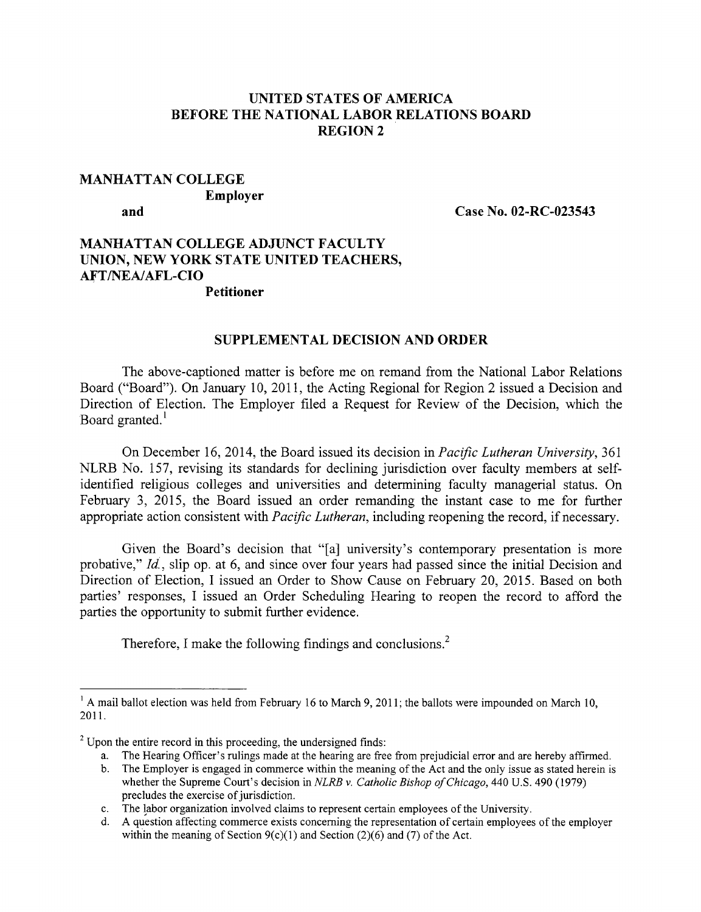**UNITED STATES OF AMERICA**
**BEFORE THE NATIONAL LABOR RELATIONS BOARD**
**REGION 2**

**MANHATTAN COLLEGE**
**Employer**

**and** **Case No. 02-RC-023543**

**MANHATTAN COLLEGE ADJUNCT FACULTY UNION, NEW YORK STATE UNITED TEACHERS, AFT/NEA/AFL-CIO**
**Petitioner**

## SUPPLEMENTAL DECISION AND ORDER

The above-captioned matter is before me on remand from the National Labor Relations Board ("Board"). On January 10, 2011, the Acting Regional for Region 2 issued a Decision and Direction of Election. The Employer filed a Request for Review of the Decision, which the Board granted.[1]

On December 16, 2014, the Board issued its decision in *Pacific Lutheran University*, 361 NLRB No. 157, revising its standards for declining jurisdiction over faculty members at self-identified religious colleges and universities and determining faculty managerial status. On February 3, 2015, the Board issued an order remanding the instant case to me for further appropriate action consistent with *Pacific Lutheran*, including reopening the record, if necessary.

Given the Board's decision that "[a] university's contemporary presentation is more probative," *Id.*, slip op. at 6, and since over four years had passed since the initial Decision and Direction of Election, I issued an Order to Show Cause on February 20, 2015. Based on both parties' responses, I issued an Order Scheduling Hearing to reopen the record to afford the parties the opportunity to submit further evidence.

Therefore, I make the following findings and conclusions.[2]

---

[1] A mail ballot election was held from February 16 to March 9, 2011; the ballots were impounded on March 10, 2011.

[2] Upon the entire record in this proceeding, the undersigned finds:

a. The Hearing Officer's rulings made at the hearing are free from prejudicial error and are hereby affirmed.
b. The Employer is engaged in commerce within the meaning of the Act and the only issue as stated herein is whether the Supreme Court's decision in *NLRB v. Catholic Bishop of Chicago*, 440 U.S. 490 (1979) precludes the exercise of jurisdiction.
c. The labor organization involved claims to represent certain employees of the University.
d. A question affecting commerce exists concerning the representation of certain employees of the employer within the meaning of Section 9(c)(1) and Section (2)(6) and (7) of the Act.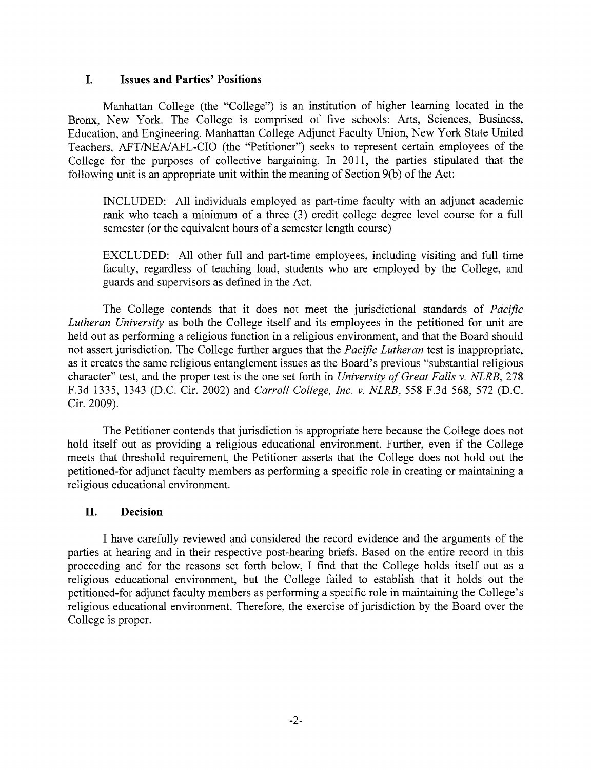## I. Issues and Parties' Positions

Manhattan College (the "College") is an institution of higher learning located in the Bronx, New York. The College is comprised of five schools: Arts, Sciences, Business, Education, and Engineering. Manhattan College Adjunct Faculty Union, New York State United Teachers, AFT/NEA/AFL-CIO (the "Petitioner") seeks to represent certain employees of the College for the purposes of collective bargaining. In 2011, the parties stipulated that the following unit is an appropriate unit within the meaning of Section 9(b) of the Act:

> INCLUDED: All individuals employed as part-time faculty with an adjunct academic rank who teach a minimum of a three (3) credit college degree level course for a full semester (or the equivalent hours of a semester length course)
>
> EXCLUDED: All other full and part-time employees, including visiting and full time faculty, regardless of teaching load, students who are employed by the College, and guards and supervisors as defined in the Act.

The College contends that it does not meet the jurisdictional standards of *Pacific Lutheran University* as both the College itself and its employees in the petitioned for unit are held out as performing a religious function in a religious environment, and that the Board should not assert jurisdiction. The College further argues that the *Pacific Lutheran* test is inappropriate, as it creates the same religious entanglement issues as the Board's previous "substantial religious character" test, and the proper test is the one set forth in *University of Great Falls v. NLRB*, 278 F.3d 1335, 1343 (D.C. Cir. 2002) and *Carroll College, Inc. v. NLRB*, 558 F.3d 568, 572 (D.C. Cir. 2009).

The Petitioner contends that jurisdiction is appropriate here because the College does not hold itself out as providing a religious educational environment. Further, even if the College meets that threshold requirement, the Petitioner asserts that the College does not hold out the petitioned-for adjunct faculty members as performing a specific role in creating or maintaining a religious educational environment.

## II. Decision

I have carefully reviewed and considered the record evidence and the arguments of the parties at hearing and in their respective post-hearing briefs. Based on the entire record in this proceeding and for the reasons set forth below, I find that the College holds itself out as a religious educational environment, but the College failed to establish that it holds out the petitioned-for adjunct faculty members as performing a specific role in maintaining the College's religious educational environment. Therefore, the exercise of jurisdiction by the Board over the College is proper.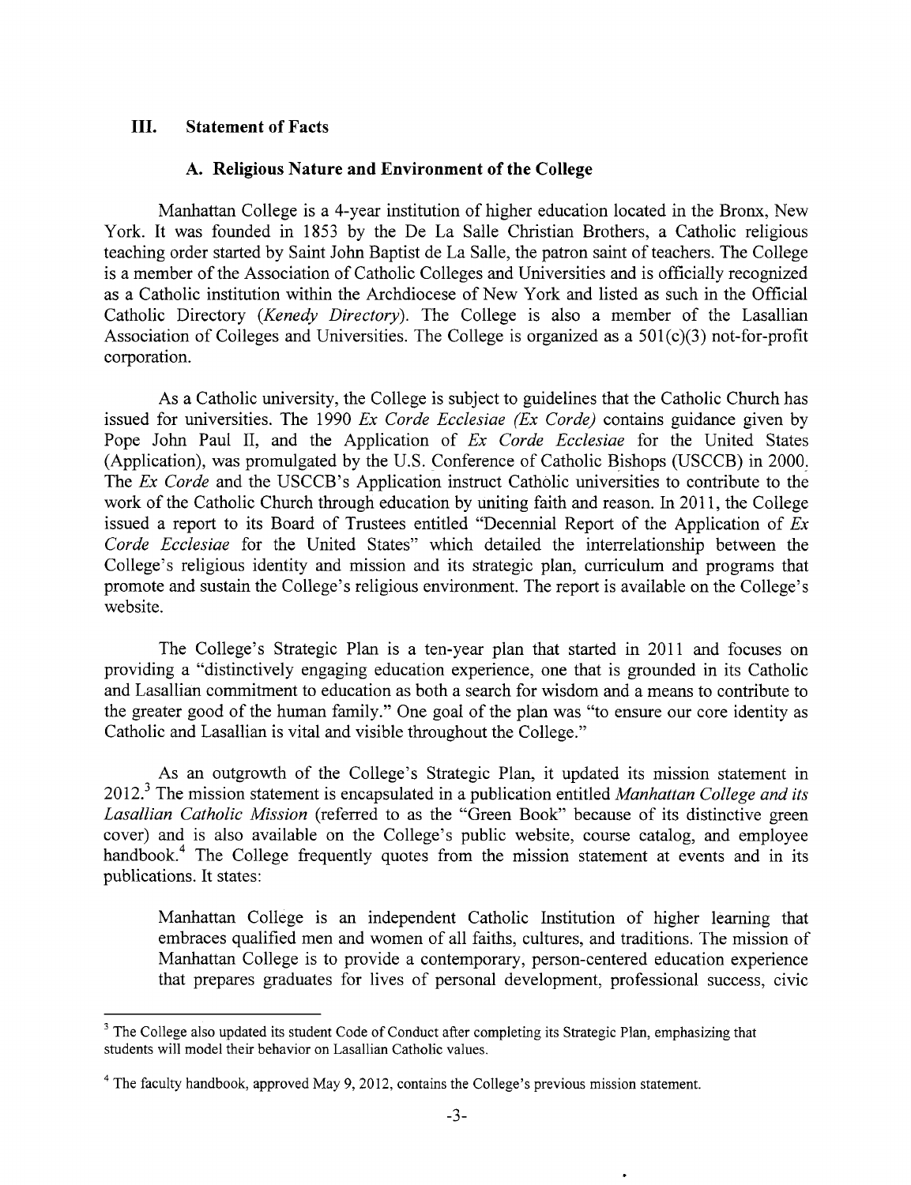## III. Statement of Facts

### A. Religious Nature and Environment of the College

Manhattan College is a 4-year institution of higher education located in the Bronx, New York. It was founded in 1853 by the De La Salle Christian Brothers, a Catholic religious teaching order started by Saint John Baptist de La Salle, the patron saint of teachers. The College is a member of the Association of Catholic Colleges and Universities and is officially recognized as a Catholic institution within the Archdiocese of New York and listed as such in the Official Catholic Directory (*Kenedy Directory*). The College is also a member of the Lasallian Association of Colleges and Universities. The College is organized as a 501(c)(3) not-for-profit corporation.

As a Catholic university, the College is subject to guidelines that the Catholic Church has issued for universities. The 1990 *Ex Corde Ecclesiae (Ex Corde)* contains guidance given by Pope John Paul II, and the Application of *Ex Corde Ecclesiae* for the United States (Application), was promulgated by the U.S. Conference of Catholic Bishops (USCCB) in 2000. The *Ex Corde* and the USCCB's Application instruct Catholic universities to contribute to the work of the Catholic Church through education by uniting faith and reason. In 2011, the College issued a report to its Board of Trustees entitled "Decennial Report of the Application of *Ex Corde Ecclesiae* for the United States" which detailed the interrelationship between the College's religious identity and mission and its strategic plan, curriculum and programs that promote and sustain the College's religious environment. The report is available on the College's website.

The College's Strategic Plan is a ten-year plan that started in 2011 and focuses on providing a "distinctively engaging education experience, one that is grounded in its Catholic and Lasallian commitment to education as both a search for wisdom and a means to contribute to the greater good of the human family." One goal of the plan was "to ensure our core identity as Catholic and Lasallian is vital and visible throughout the College."

As an outgrowth of the College's Strategic Plan, it updated its mission statement in 2012.[3] The mission statement is encapsulated in a publication entitled *Manhattan College and its Lasallian Catholic Mission* (referred to as the "Green Book" because of its distinctive green cover) and is also available on the College's public website, course catalog, and employee handbook.[4] The College frequently quotes from the mission statement at events and in its publications. It states:

> Manhattan College is an independent Catholic Institution of higher learning that embraces qualified men and women of all faiths, cultures, and traditions. The mission of Manhattan College is to provide a contemporary, person-centered education experience that prepares graduates for lives of personal development, professional success, civic

---

[3] The College also updated its student Code of Conduct after completing its Strategic Plan, emphasizing that students will model their behavior on Lasallian Catholic values.

[4] The faculty handbook, approved May 9, 2012, contains the College's previous mission statement.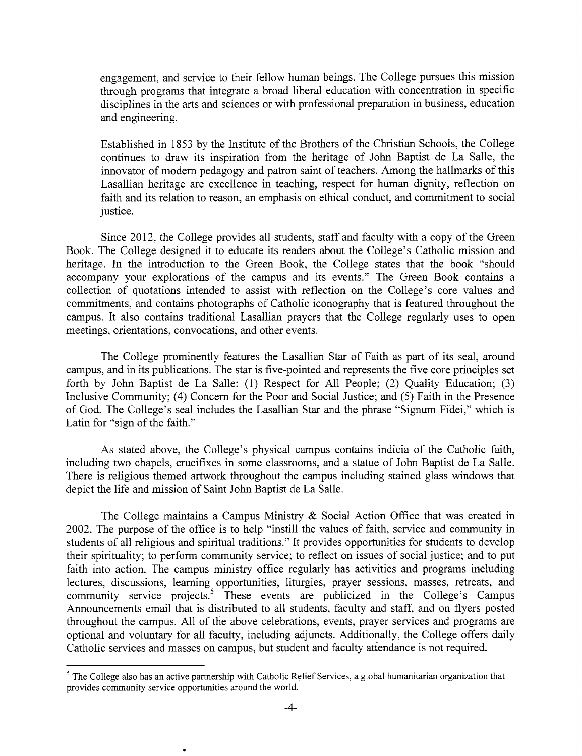engagement, and service to their fellow human beings. The College pursues this mission through programs that integrate a broad liberal education with concentration in specific disciplines in the arts and sciences or with professional preparation in business, education and engineering.

> Established in 1853 by the Institute of the Brothers of the Christian Schools, the College continues to draw its inspiration from the heritage of John Baptist de La Salle, the innovator of modern pedagogy and patron saint of teachers. Among the hallmarks of this Lasallian heritage are excellence in teaching, respect for human dignity, reflection on faith and its relation to reason, an emphasis on ethical conduct, and commitment to social justice.

Since 2012, the College provides all students, staff and faculty with a copy of the Green Book. The College designed it to educate its readers about the College's Catholic mission and heritage. In the introduction to the Green Book, the College states that the book "should accompany your explorations of the campus and its events." The Green Book contains a collection of quotations intended to assist with reflection on the College's core values and commitments, and contains photographs of Catholic iconography that is featured throughout the campus. It also contains traditional Lasallian prayers that the College regularly uses to open meetings, orientations, convocations, and other events.

The College prominently features the Lasallian Star of Faith as part of its seal, around campus, and in its publications. The star is five-pointed and represents the five core principles set forth by John Baptist de La Salle: (1) Respect for All People; (2) Quality Education; (3) Inclusive Community; (4) Concern for the Poor and Social Justice; and (5) Faith in the Presence of God. The College's seal includes the Lasallian Star and the phrase "Signum Fidei," which is Latin for "sign of the faith."

As stated above, the College's physical campus contains indicia of the Catholic faith, including two chapels, crucifixes in some classrooms, and a statue of John Baptist de La Salle. There is religious themed artwork throughout the campus including stained glass windows that depict the life and mission of Saint John Baptist de La Salle.

The College maintains a Campus Ministry & Social Action Office that was created in 2002. The purpose of the office is to help "instill the values of faith, service and community in students of all religious and spiritual traditions." It provides opportunities for students to develop their spirituality; to perform community service; to reflect on issues of social justice; and to put faith into action. The campus ministry office regularly has activities and programs including lectures, discussions, learning opportunities, liturgies, prayer sessions, masses, retreats, and community service projects.[5] These events are publicized in the College's Campus Announcements email that is distributed to all students, faculty and staff, and on flyers posted throughout the campus. All of the above celebrations, events, prayer services and programs are optional and voluntary for all faculty, including adjuncts. Additionally, the College offers daily Catholic services and masses on campus, but student and faculty attendance is not required.

[5] The College also has an active partnership with Catholic Relief Services, a global humanitarian organization that provides community service opportunities around the world.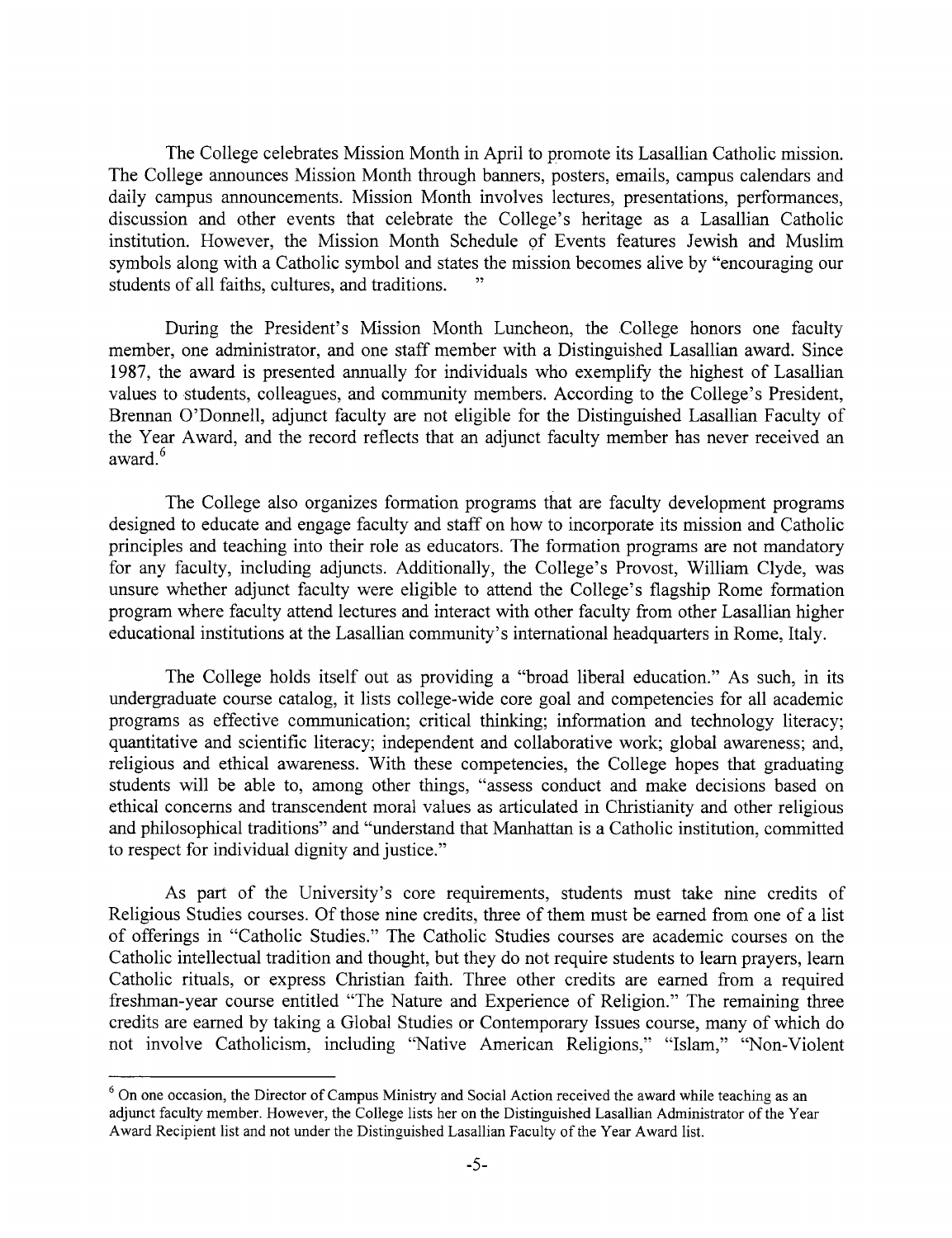The College celebrates Mission Month in April to promote its Lasallian Catholic mission. The College announces Mission Month through banners, posters, emails, campus calendars and daily campus announcements. Mission Month involves lectures, presentations, performances, discussion and other events that celebrate the College's heritage as a Lasallian Catholic institution. However, the Mission Month Schedule of Events features Jewish and Muslim symbols along with a Catholic symbol and states the mission becomes alive by "encouraging our students of all faiths, cultures, and traditions. "

During the President's Mission Month Luncheon, the College honors one faculty member, one administrator, and one staff member with a Distinguished Lasallian award. Since 1987, the award is presented annually for individuals who exemplify the highest of Lasallian values to students, colleagues, and community members. According to the College's President, Brennan O'Donnell, adjunct faculty are not eligible for the Distinguished Lasallian Faculty of the Year Award, and the record reflects that an adjunct faculty member has never received an award.[6]

The College also organizes formation programs that are faculty development programs designed to educate and engage faculty and staff on how to incorporate its mission and Catholic principles and teaching into their role as educators. The formation programs are not mandatory for any faculty, including adjuncts. Additionally, the College's Provost, William Clyde, was unsure whether adjunct faculty were eligible to attend the College's flagship Rome formation program where faculty attend lectures and interact with other faculty from other Lasallian higher educational institutions at the Lasallian community's international headquarters in Rome, Italy.

The College holds itself out as providing a "broad liberal education." As such, in its undergraduate course catalog, it lists college-wide core goal and competencies for all academic programs as effective communication; critical thinking; information and technology literacy; quantitative and scientific literacy; independent and collaborative work; global awareness; and, religious and ethical awareness. With these competencies, the College hopes that graduating students will be able to, among other things, "assess conduct and make decisions based on ethical concerns and transcendent moral values as articulated in Christianity and other religious and philosophical traditions" and "understand that Manhattan is a Catholic institution, committed to respect for individual dignity and justice."

As part of the University's core requirements, students must take nine credits of Religious Studies courses. Of those nine credits, three of them must be earned from one of a list of offerings in "Catholic Studies." The Catholic Studies courses are academic courses on the Catholic intellectual tradition and thought, but they do not require students to learn prayers, learn Catholic rituals, or express Christian faith. Three other credits are earned from a required freshman-year course entitled "The Nature and Experience of Religion." The remaining three credits are earned by taking a Global Studies or Contemporary Issues course, many of which do not involve Catholicism, including "Native American Religions," "Islam," "Non-Violent

---

[6] On one occasion, the Director of Campus Ministry and Social Action received the award while teaching as an adjunct faculty member. However, the College lists her on the Distinguished Lasallian Administrator of the Year Award Recipient list and not under the Distinguished Lasallian Faculty of the Year Award list.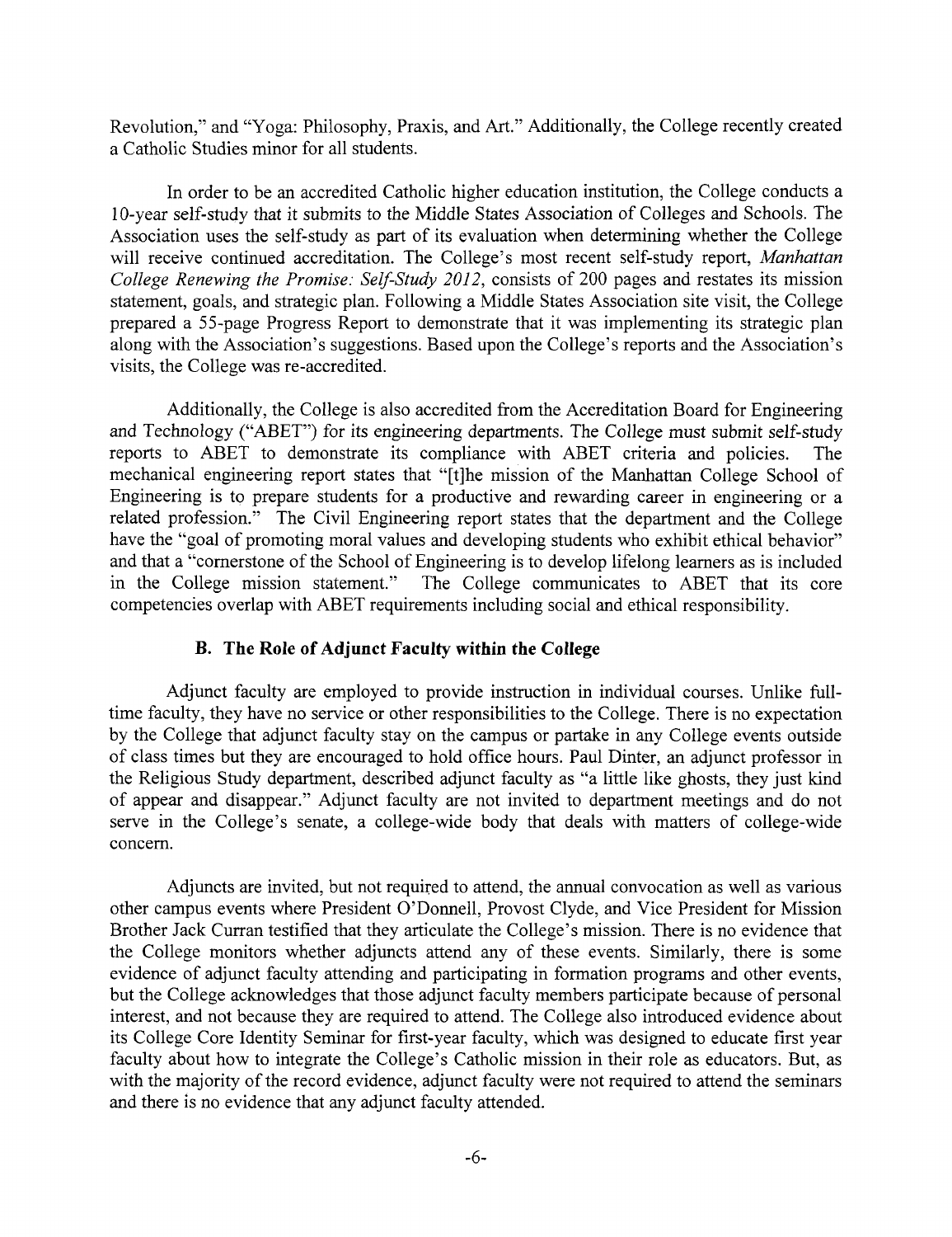Revolution," and "Yoga: Philosophy, Praxis, and Art." Additionally, the College recently created a Catholic Studies minor for all students.

In order to be an accredited Catholic higher education institution, the College conducts a 10-year self-study that it submits to the Middle States Association of Colleges and Schools. The Association uses the self-study as part of its evaluation when determining whether the College will receive continued accreditation. The College's most recent self-study report, *Manhattan College Renewing the Promise: Self-Study 2012*, consists of 200 pages and restates its mission statement, goals, and strategic plan. Following a Middle States Association site visit, the College prepared a 55-page Progress Report to demonstrate that it was implementing its strategic plan along with the Association's suggestions. Based upon the College's reports and the Association's visits, the College was re-accredited.

Additionally, the College is also accredited from the Accreditation Board for Engineering and Technology ("ABET") for its engineering departments. The College must submit self-study reports to ABET to demonstrate its compliance with ABET criteria and policies. The mechanical engineering report states that "[t]he mission of the Manhattan College School of Engineering is to prepare students for a productive and rewarding career in engineering or a related profession." The Civil Engineering report states that the department and the College have the "goal of promoting moral values and developing students who exhibit ethical behavior" and that a "cornerstone of the School of Engineering is to develop lifelong learners as is included in the College mission statement." The College communicates to ABET that its core competencies overlap with ABET requirements including social and ethical responsibility.

### B. The Role of Adjunct Faculty within the College

Adjunct faculty are employed to provide instruction in individual courses. Unlike full-time faculty, they have no service or other responsibilities to the College. There is no expectation by the College that adjunct faculty stay on the campus or partake in any College events outside of class times but they are encouraged to hold office hours. Paul Dinter, an adjunct professor in the Religious Study department, described adjunct faculty as "a little like ghosts, they just kind of appear and disappear." Adjunct faculty are not invited to department meetings and do not serve in the College's senate, a college-wide body that deals with matters of college-wide concern.

Adjuncts are invited, but not required to attend, the annual convocation as well as various other campus events where President O'Donnell, Provost Clyde, and Vice President for Mission Brother Jack Curran testified that they articulate the College's mission. There is no evidence that the College monitors whether adjuncts attend any of these events. Similarly, there is some evidence of adjunct faculty attending and participating in formation programs and other events, but the College acknowledges that those adjunct faculty members participate because of personal interest, and not because they are required to attend. The College also introduced evidence about its College Core Identity Seminar for first-year faculty, which was designed to educate first year faculty about how to integrate the College's Catholic mission in their role as educators. But, as with the majority of the record evidence, adjunct faculty were not required to attend the seminars and there is no evidence that any adjunct faculty attended.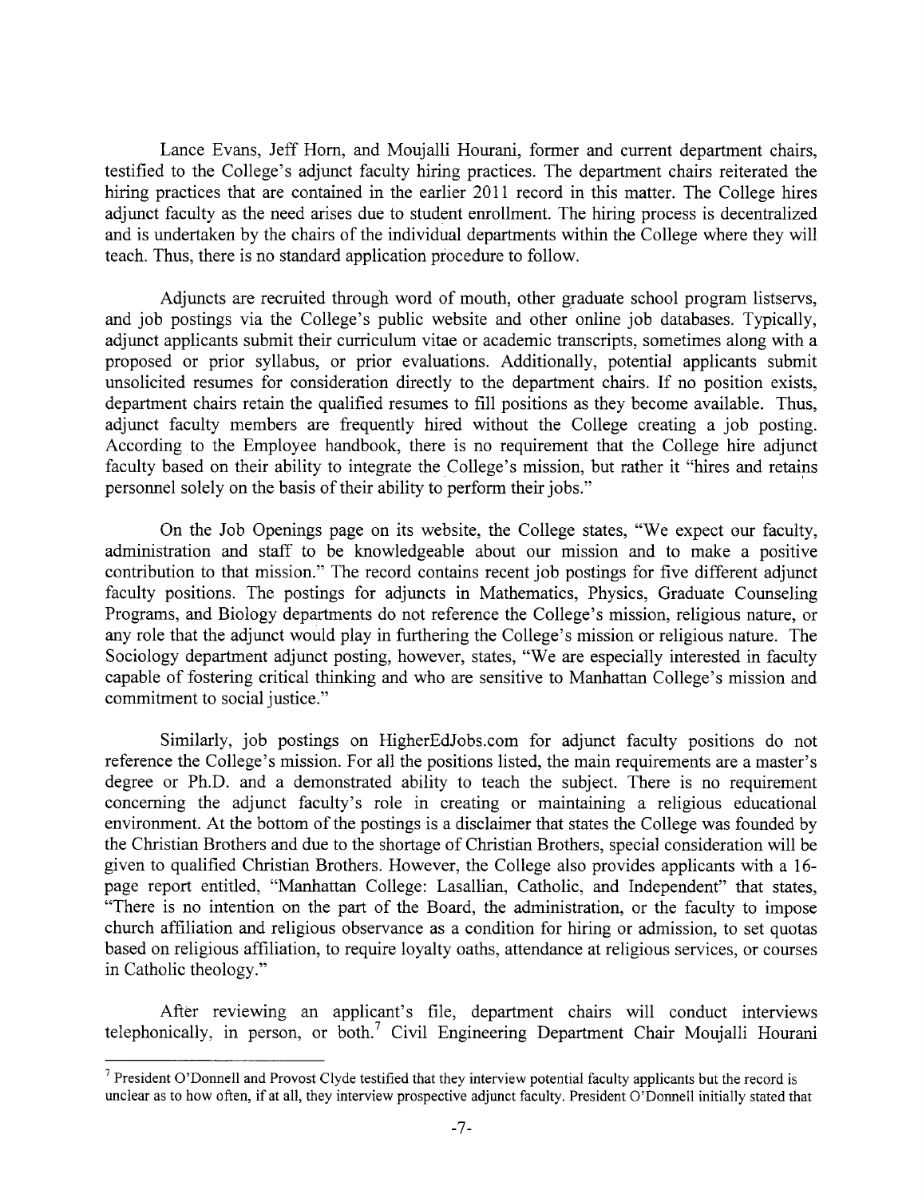Lance Evans, Jeff Horn, and Moujalli Hourani, former and current department chairs, testified to the College's adjunct faculty hiring practices. The department chairs reiterated the hiring practices that are contained in the earlier 2011 record in this matter. The College hires adjunct faculty as the need arises due to student enrollment. The hiring process is decentralized and is undertaken by the chairs of the individual departments within the College where they will teach. Thus, there is no standard application procedure to follow.

Adjuncts are recruited through word of mouth, other graduate school program listservs, and job postings via the College's public website and other online job databases. Typically, adjunct applicants submit their curriculum vitae or academic transcripts, sometimes along with a proposed or prior syllabus, or prior evaluations. Additionally, potential applicants submit unsolicited resumes for consideration directly to the department chairs. If no position exists, department chairs retain the qualified resumes to fill positions as they become available. Thus, adjunct faculty members are frequently hired without the College creating a job posting. According to the Employee handbook, there is no requirement that the College hire adjunct faculty based on their ability to integrate the College's mission, but rather it "hires and retains personnel solely on the basis of their ability to perform their jobs."

On the Job Openings page on its website, the College states, "We expect our faculty, administration and staff to be knowledgeable about our mission and to make a positive contribution to that mission." The record contains recent job postings for five different adjunct faculty positions. The postings for adjuncts in Mathematics, Physics, Graduate Counseling Programs, and Biology departments do not reference the College's mission, religious nature, or any role that the adjunct would play in furthering the College's mission or religious nature. The Sociology department adjunct posting, however, states, "We are especially interested in faculty capable of fostering critical thinking and who are sensitive to Manhattan College's mission and commitment to social justice."

Similarly, job postings on HigherEdJobs.com for adjunct faculty positions do not reference the College's mission. For all the positions listed, the main requirements are a master's degree or Ph.D. and a demonstrated ability to teach the subject. There is no requirement concerning the adjunct faculty's role in creating or maintaining a religious educational environment. At the bottom of the postings is a disclaimer that states the College was founded by the Christian Brothers and due to the shortage of Christian Brothers, special consideration will be given to qualified Christian Brothers. However, the College also provides applicants with a 16-page report entitled, "Manhattan College: Lasallian, Catholic, and Independent" that states, "There is no intention on the part of the Board, the administration, or the faculty to impose church affiliation and religious observance as a condition for hiring or admission, to set quotas based on religious affiliation, to require loyalty oaths, attendance at religious services, or courses in Catholic theology."

After reviewing an applicant's file, department chairs will conduct interviews telephonically, in person, or both.[7] Civil Engineering Department Chair Moujalli Hourani

[7] President O'Donnell and Provost Clyde testified that they interview potential faculty applicants but the record is unclear as to how often, if at all, they interview prospective adjunct faculty. President O'Donnell initially stated that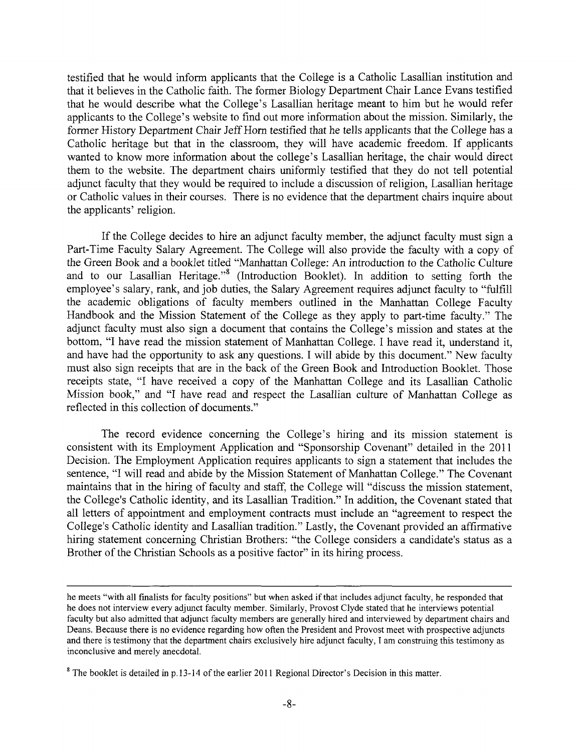testified that he would inform applicants that the College is a Catholic Lasallian institution and that it believes in the Catholic faith. The former Biology Department Chair Lance Evans testified that he would describe what the College's Lasallian heritage meant to him but he would refer applicants to the College's website to find out more information about the mission. Similarly, the former History Department Chair Jeff Horn testified that he tells applicants that the College has a Catholic heritage but that in the classroom, they will have academic freedom. If applicants wanted to know more information about the college's Lasallian heritage, the chair would direct them to the website. The department chairs uniformly testified that they do not tell potential adjunct faculty that they would be required to include a discussion of religion, Lasallian heritage or Catholic values in their courses. There is no evidence that the department chairs inquire about the applicants' religion.

If the College decides to hire an adjunct faculty member, the adjunct faculty must sign a Part-Time Faculty Salary Agreement. The College will also provide the faculty with a copy of the Green Book and a booklet titled "Manhattan College: An introduction to the Catholic Culture and to our Lasallian Heritage."[8] (Introduction Booklet). In addition to setting forth the employee's salary, rank, and job duties, the Salary Agreement requires adjunct faculty to "fulfill the academic obligations of faculty members outlined in the Manhattan College Faculty Handbook and the Mission Statement of the College as they apply to part-time faculty." The adjunct faculty must also sign a document that contains the College's mission and states at the bottom, "I have read the mission statement of Manhattan College. I have read it, understand it, and have had the opportunity to ask any questions. I will abide by this document." New faculty must also sign receipts that are in the back of the Green Book and Introduction Booklet. Those receipts state, "I have received a copy of the Manhattan College and its Lasallian Catholic Mission book," and "I have read and respect the Lasallian culture of Manhattan College as reflected in this collection of documents."

The record evidence concerning the College's hiring and its mission statement is consistent with its Employment Application and "Sponsorship Covenant" detailed in the 2011 Decision. The Employment Application requires applicants to sign a statement that includes the sentence, "I will read and abide by the Mission Statement of Manhattan College." The Covenant maintains that in the hiring of faculty and staff, the College will "discuss the mission statement, the College's Catholic identity, and its Lasallian Tradition." In addition, the Covenant stated that all letters of appointment and employment contracts must include an "agreement to respect the College's Catholic identity and Lasallian tradition." Lastly, the Covenant provided an affirmative hiring statement concerning Christian Brothers: "the College considers a candidate's status as a Brother of the Christian Schools as a positive factor" in its hiring process.

---

he meets "with all finalists for faculty positions" but when asked if that includes adjunct faculty, he responded that he does not interview every adjunct faculty member. Similarly, Provost Clyde stated that he interviews potential faculty but also admitted that adjunct faculty members are generally hired and interviewed by department chairs and Deans. Because there is no evidence regarding how often the President and Provost meet with prospective adjuncts and there is testimony that the department chairs exclusively hire adjunct faculty, I am construing this testimony as inconclusive and merely anecdotal.

[8] The booklet is detailed in p.13-14 of the earlier 2011 Regional Director's Decision in this matter.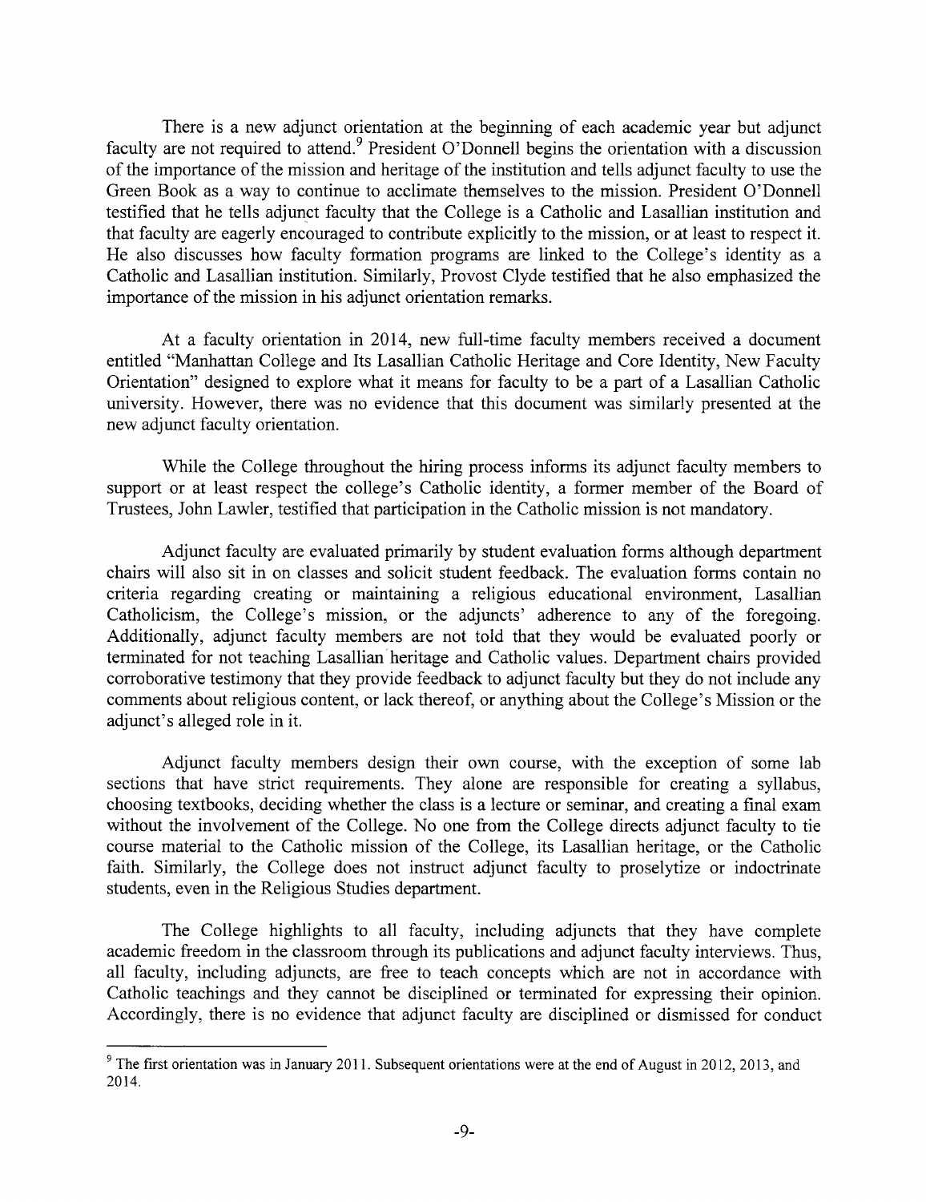There is a new adjunct orientation at the beginning of each academic year but adjunct faculty are not required to attend.[9] President O'Donnell begins the orientation with a discussion of the importance of the mission and heritage of the institution and tells adjunct faculty to use the Green Book as a way to continue to acclimate themselves to the mission. President O'Donnell testified that he tells adjunct faculty that the College is a Catholic and Lasallian institution and that faculty are eagerly encouraged to contribute explicitly to the mission, or at least to respect it. He also discusses how faculty formation programs are linked to the College's identity as a Catholic and Lasallian institution. Similarly, Provost Clyde testified that he also emphasized the importance of the mission in his adjunct orientation remarks.

At a faculty orientation in 2014, new full-time faculty members received a document entitled "Manhattan College and Its Lasallian Catholic Heritage and Core Identity, New Faculty Orientation" designed to explore what it means for faculty to be a part of a Lasallian Catholic university. However, there was no evidence that this document was similarly presented at the new adjunct faculty orientation.

While the College throughout the hiring process informs its adjunct faculty members to support or at least respect the college's Catholic identity, a former member of the Board of Trustees, John Lawler, testified that participation in the Catholic mission is not mandatory.

Adjunct faculty are evaluated primarily by student evaluation forms although department chairs will also sit in on classes and solicit student feedback. The evaluation forms contain no criteria regarding creating or maintaining a religious educational environment, Lasallian Catholicism, the College's mission, or the adjuncts' adherence to any of the foregoing. Additionally, adjunct faculty members are not told that they would be evaluated poorly or terminated for not teaching Lasallian heritage and Catholic values. Department chairs provided corroborative testimony that they provide feedback to adjunct faculty but they do not include any comments about religious content, or lack thereof, or anything about the College's Mission or the adjunct's alleged role in it.

Adjunct faculty members design their own course, with the exception of some lab sections that have strict requirements. They alone are responsible for creating a syllabus, choosing textbooks, deciding whether the class is a lecture or seminar, and creating a final exam without the involvement of the College. No one from the College directs adjunct faculty to tie course material to the Catholic mission of the College, its Lasallian heritage, or the Catholic faith. Similarly, the College does not instruct adjunct faculty to proselytize or indoctrinate students, even in the Religious Studies department.

The College highlights to all faculty, including adjuncts that they have complete academic freedom in the classroom through its publications and adjunct faculty interviews. Thus, all faculty, including adjuncts, are free to teach concepts which are not in accordance with Catholic teachings and they cannot be disciplined or terminated for expressing their opinion. Accordingly, there is no evidence that adjunct faculty are disciplined or dismissed for conduct

[9] The first orientation was in January 2011. Subsequent orientations were at the end of August in 2012, 2013, and 2014.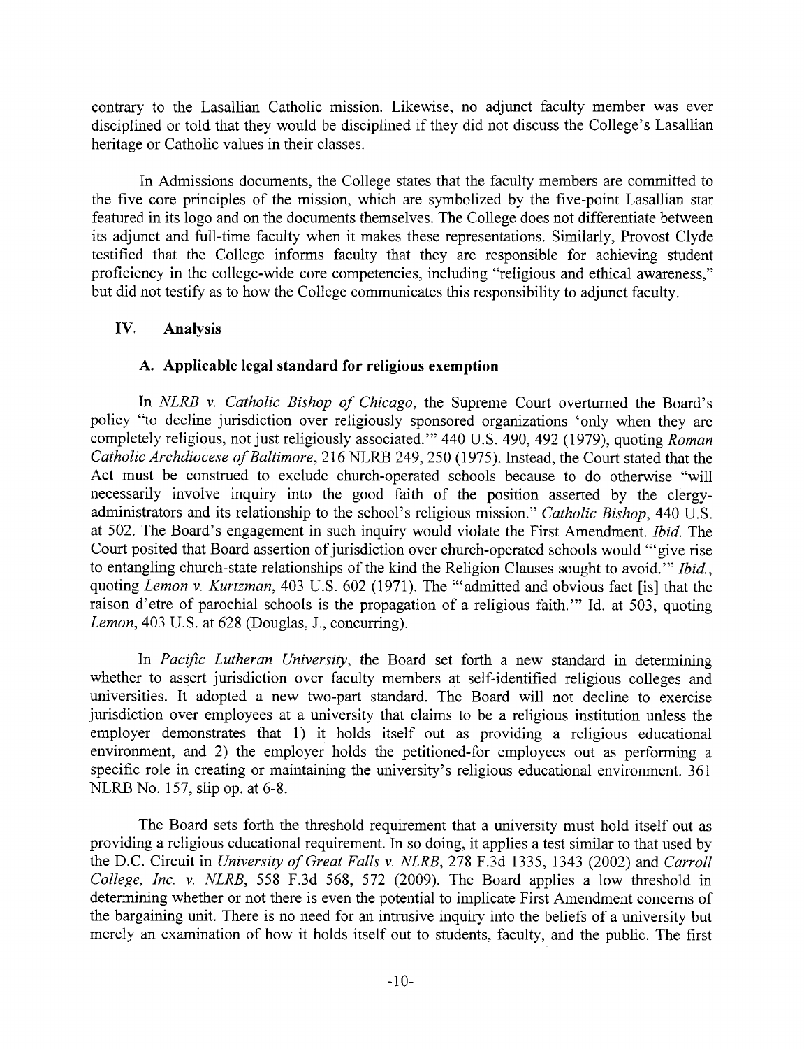contrary to the Lasallian Catholic mission. Likewise, no adjunct faculty member was ever disciplined or told that they would be disciplined if they did not discuss the College's Lasallian heritage or Catholic values in their classes.

In Admissions documents, the College states that the faculty members are committed to the five core principles of the mission, which are symbolized by the five-point Lasallian star featured in its logo and on the documents themselves. The College does not differentiate between its adjunct and full-time faculty when it makes these representations. Similarly, Provost Clyde testified that the College informs faculty that they are responsible for achieving student proficiency in the college-wide core competencies, including "religious and ethical awareness," but did not testify as to how the College communicates this responsibility to adjunct faculty.

## IV. Analysis

### A. Applicable legal standard for religious exemption

In *NLRB v. Catholic Bishop of Chicago*, the Supreme Court overturned the Board's policy "to decline jurisdiction over religiously sponsored organizations 'only when they are completely religious, not just religiously associated.'" 440 U.S. 490, 492 (1979), quoting *Roman Catholic Archdiocese of Baltimore*, 216 NLRB 249, 250 (1975). Instead, the Court stated that the Act must be construed to exclude church-operated schools because to do otherwise "will necessarily involve inquiry into the good faith of the position asserted by the clergy-administrators and its relationship to the school's religious mission." *Catholic Bishop*, 440 U.S. at 502. The Board's engagement in such inquiry would violate the First Amendment. *Ibid.* The Court posited that Board assertion of jurisdiction over church-operated schools would "'give rise to entangling church-state relationships of the kind the Religion Clauses sought to avoid.'" *Ibid.*, quoting *Lemon v. Kurtzman*, 403 U.S. 602 (1971). The "'admitted and obvious fact [is] that the raison d'etre of parochial schools is the propagation of a religious faith.'" Id. at 503, quoting *Lemon*, 403 U.S. at 628 (Douglas, J., concurring).

In *Pacific Lutheran University*, the Board set forth a new standard in determining whether to assert jurisdiction over faculty members at self-identified religious colleges and universities. It adopted a new two-part standard. The Board will not decline to exercise jurisdiction over employees at a university that claims to be a religious institution unless the employer demonstrates that 1) it holds itself out as providing a religious educational environment, and 2) the employer holds the petitioned-for employees out as performing a specific role in creating or maintaining the university's religious educational environment. 361 NLRB No. 157, slip op. at 6-8.

The Board sets forth the threshold requirement that a university must hold itself out as providing a religious educational requirement. In so doing, it applies a test similar to that used by the D.C. Circuit in *University of Great Falls v. NLRB*, 278 F.3d 1335, 1343 (2002) and *Carroll College, Inc. v. NLRB*, 558 F.3d 568, 572 (2009). The Board applies a low threshold in determining whether or not there is even the potential to implicate First Amendment concerns of the bargaining unit. There is no need for an intrusive inquiry into the beliefs of a university but merely an examination of how it holds itself out to students, faculty, and the public. The first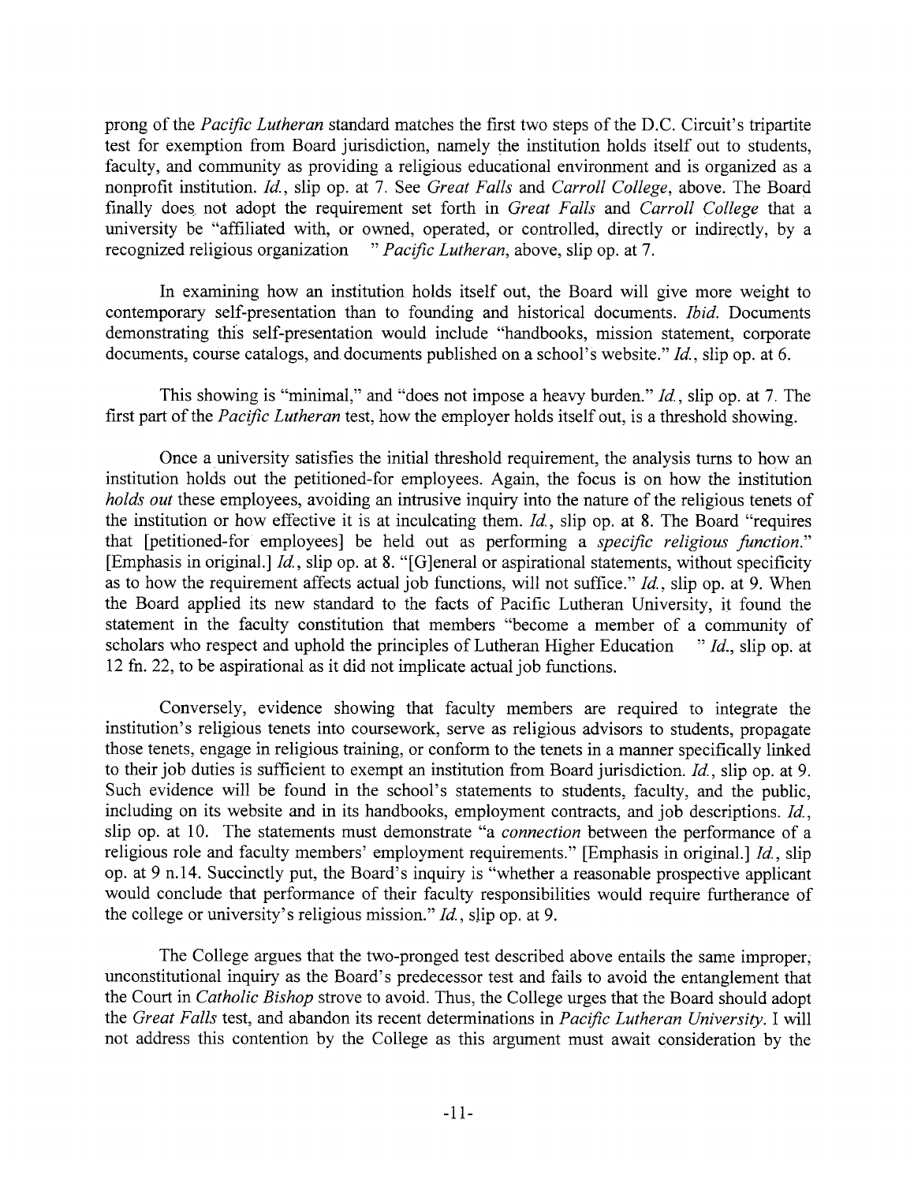prong of the *Pacific Lutheran* standard matches the first two steps of the D.C. Circuit's tripartite test for exemption from Board jurisdiction, namely the institution holds itself out to students, faculty, and community as providing a religious educational environment and is organized as a nonprofit institution. *Id.*, slip op. at 7. See *Great Falls* and *Carroll College*, above. The Board finally does not adopt the requirement set forth in *Great Falls* and *Carroll College* that a university be "affiliated with, or owned, operated, or controlled, directly or indirectly, by a recognized religious organization " *Pacific Lutheran*, above, slip op. at 7.

In examining how an institution holds itself out, the Board will give more weight to contemporary self-presentation than to founding and historical documents. *Ibid.* Documents demonstrating this self-presentation would include "handbooks, mission statement, corporate documents, course catalogs, and documents published on a school's website." *Id.*, slip op. at 6.

This showing is "minimal," and "does not impose a heavy burden." *Id.*, slip op. at 7. The first part of the *Pacific Lutheran* test, how the employer holds itself out, is a threshold showing.

Once a university satisfies the initial threshold requirement, the analysis turns to how an institution holds out the petitioned-for employees. Again, the focus is on how the institution *holds out* these employees, avoiding an intrusive inquiry into the nature of the religious tenets of the institution or how effective it is at inculcating them. *Id.*, slip op. at 8. The Board "requires that [petitioned-for employees] be held out as performing a *specific religious function*." [Emphasis in original.] *Id.*, slip op. at 8. "[G]eneral or aspirational statements, without specificity as to how the requirement affects actual job functions, will not suffice." *Id.*, slip op. at 9. When the Board applied its new standard to the facts of Pacific Lutheran University, it found the statement in the faculty constitution that members "become a member of a community of scholars who respect and uphold the principles of Lutheran Higher Education " *Id.*, slip op. at 12 fn. 22, to be aspirational as it did not implicate actual job functions.

Conversely, evidence showing that faculty members are required to integrate the institution's religious tenets into coursework, serve as religious advisors to students, propagate those tenets, engage in religious training, or conform to the tenets in a manner specifically linked to their job duties is sufficient to exempt an institution from Board jurisdiction. *Id.*, slip op. at 9. Such evidence will be found in the school's statements to students, faculty, and the public, including on its website and in its handbooks, employment contracts, and job descriptions. *Id.*, slip op. at 10. The statements must demonstrate "a *connection* between the performance of a religious role and faculty members' employment requirements." [Emphasis in original.] *Id.*, slip op. at 9 n.14. Succinctly put, the Board's inquiry is "whether a reasonable prospective applicant would conclude that performance of their faculty responsibilities would require furtherance of the college or university's religious mission." *Id.*, slip op. at 9.

The College argues that the two-pronged test described above entails the same improper, unconstitutional inquiry as the Board's predecessor test and fails to avoid the entanglement that the Court in *Catholic Bishop* strove to avoid. Thus, the College urges that the Board should adopt the *Great Falls* test, and abandon its recent determinations in *Pacific Lutheran University*. I will not address this contention by the College as this argument must await consideration by the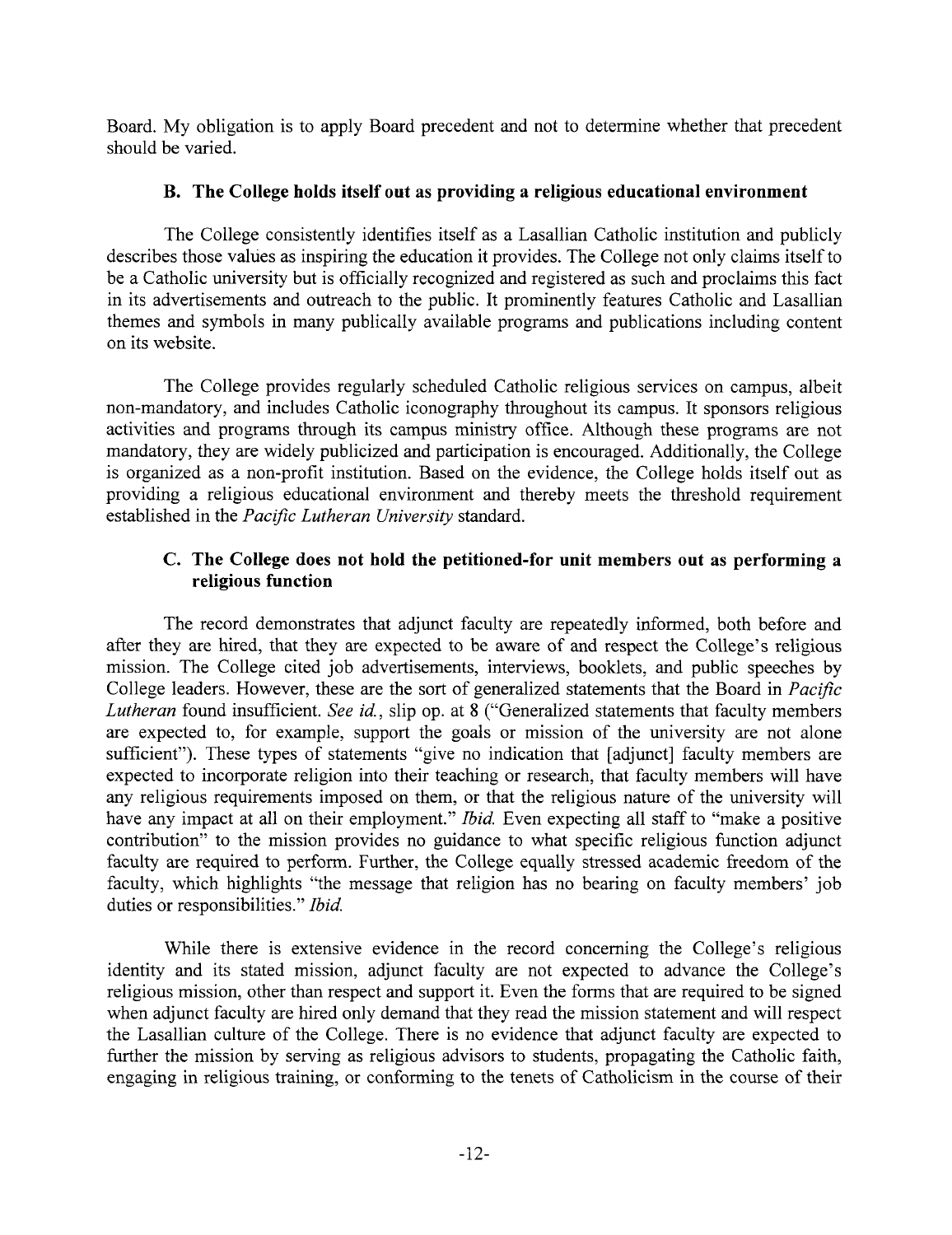Board. My obligation is to apply Board precedent and not to determine whether that precedent should be varied.

### B. The College holds itself out as providing a religious educational environment

The College consistently identifies itself as a Lasallian Catholic institution and publicly describes those values as inspiring the education it provides. The College not only claims itself to be a Catholic university but is officially recognized and registered as such and proclaims this fact in its advertisements and outreach to the public. It prominently features Catholic and Lasallian themes and symbols in many publically available programs and publications including content on its website.

The College provides regularly scheduled Catholic religious services on campus, albeit non-mandatory, and includes Catholic iconography throughout its campus. It sponsors religious activities and programs through its campus ministry office. Although these programs are not mandatory, they are widely publicized and participation is encouraged. Additionally, the College is organized as a non-profit institution. Based on the evidence, the College holds itself out as providing a religious educational environment and thereby meets the threshold requirement established in the *Pacific Lutheran University* standard.

### C. The College does not hold the petitioned-for unit members out as performing a religious function

The record demonstrates that adjunct faculty are repeatedly informed, both before and after they are hired, that they are expected to be aware of and respect the College's religious mission. The College cited job advertisements, interviews, booklets, and public speeches by College leaders. However, these are the sort of generalized statements that the Board in *Pacific Lutheran* found insufficient. *See id.*, slip op. at 8 ("Generalized statements that faculty members are expected to, for example, support the goals or mission of the university are not alone sufficient"). These types of statements "give no indication that [adjunct] faculty members are expected to incorporate religion into their teaching or research, that faculty members will have any religious requirements imposed on them, or that the religious nature of the university will have any impact at all on their employment." *Ibid.* Even expecting all staff to "make a positive contribution" to the mission provides no guidance to what specific religious function adjunct faculty are required to perform. Further, the College equally stressed academic freedom of the faculty, which highlights "the message that religion has no bearing on faculty members' job duties or responsibilities." *Ibid.*

While there is extensive evidence in the record concerning the College's religious identity and its stated mission, adjunct faculty are not expected to advance the College's religious mission, other than respect and support it. Even the forms that are required to be signed when adjunct faculty are hired only demand that they read the mission statement and will respect the Lasallian culture of the College. There is no evidence that adjunct faculty are expected to further the mission by serving as religious advisors to students, propagating the Catholic faith, engaging in religious training, or conforming to the tenets of Catholicism in the course of their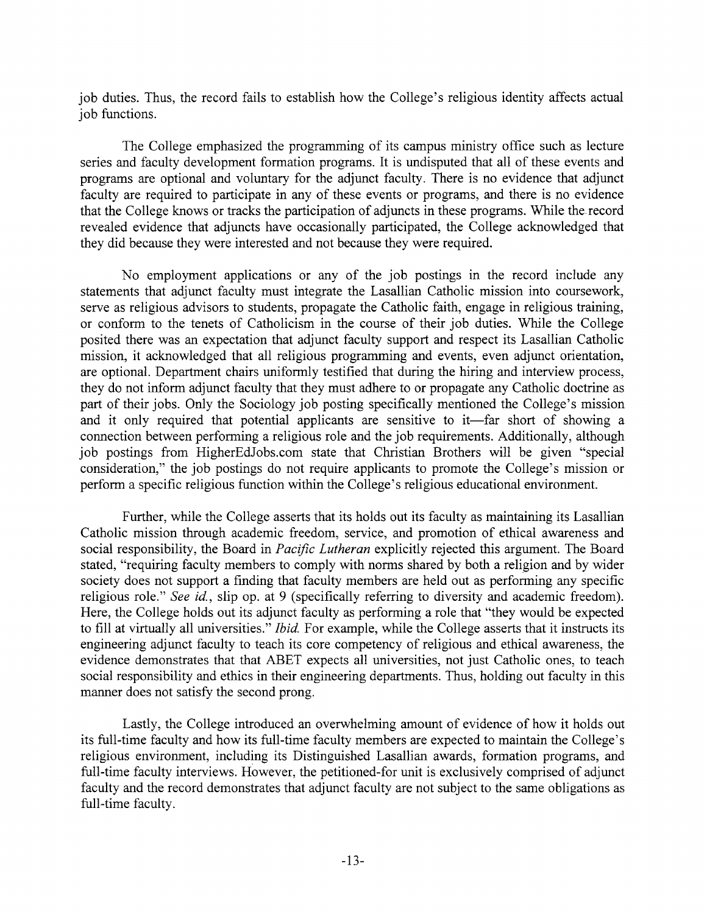job duties. Thus, the record fails to establish how the College's religious identity affects actual job functions.

The College emphasized the programming of its campus ministry office such as lecture series and faculty development formation programs. It is undisputed that all of these events and programs are optional and voluntary for the adjunct faculty. There is no evidence that adjunct faculty are required to participate in any of these events or programs, and there is no evidence that the College knows or tracks the participation of adjuncts in these programs. While the record revealed evidence that adjuncts have occasionally participated, the College acknowledged that they did because they were interested and not because they were required.

No employment applications or any of the job postings in the record include any statements that adjunct faculty must integrate the Lasallian Catholic mission into coursework, serve as religious advisors to students, propagate the Catholic faith, engage in religious training, or conform to the tenets of Catholicism in the course of their job duties. While the College posited there was an expectation that adjunct faculty support and respect its Lasallian Catholic mission, it acknowledged that all religious programming and events, even adjunct orientation, are optional. Department chairs uniformly testified that during the hiring and interview process, they do not inform adjunct faculty that they must adhere to or propagate any Catholic doctrine as part of their jobs. Only the Sociology job posting specifically mentioned the College's mission and it only required that potential applicants are sensitive to it—far short of showing a connection between performing a religious role and the job requirements. Additionally, although job postings from HigherEdJobs.com state that Christian Brothers will be given "special consideration," the job postings do not require applicants to promote the College's mission or perform a specific religious function within the College's religious educational environment.

Further, while the College asserts that its holds out its faculty as maintaining its Lasallian Catholic mission through academic freedom, service, and promotion of ethical awareness and social responsibility, the Board in *Pacific Lutheran* explicitly rejected this argument. The Board stated, "requiring faculty members to comply with norms shared by both a religion and by wider society does not support a finding that faculty members are held out as performing any specific religious role." *See id.*, slip op. at 9 (specifically referring to diversity and academic freedom). Here, the College holds out its adjunct faculty as performing a role that "they would be expected to fill at virtually all universities." *Ibid.* For example, while the College asserts that it instructs its engineering adjunct faculty to teach its core competency of religious and ethical awareness, the evidence demonstrates that that ABET expects all universities, not just Catholic ones, to teach social responsibility and ethics in their engineering departments. Thus, holding out faculty in this manner does not satisfy the second prong.

Lastly, the College introduced an overwhelming amount of evidence of how it holds out its full-time faculty and how its full-time faculty members are expected to maintain the College's religious environment, including its Distinguished Lasallian awards, formation programs, and full-time faculty interviews. However, the petitioned-for unit is exclusively comprised of adjunct faculty and the record demonstrates that adjunct faculty are not subject to the same obligations as full-time faculty.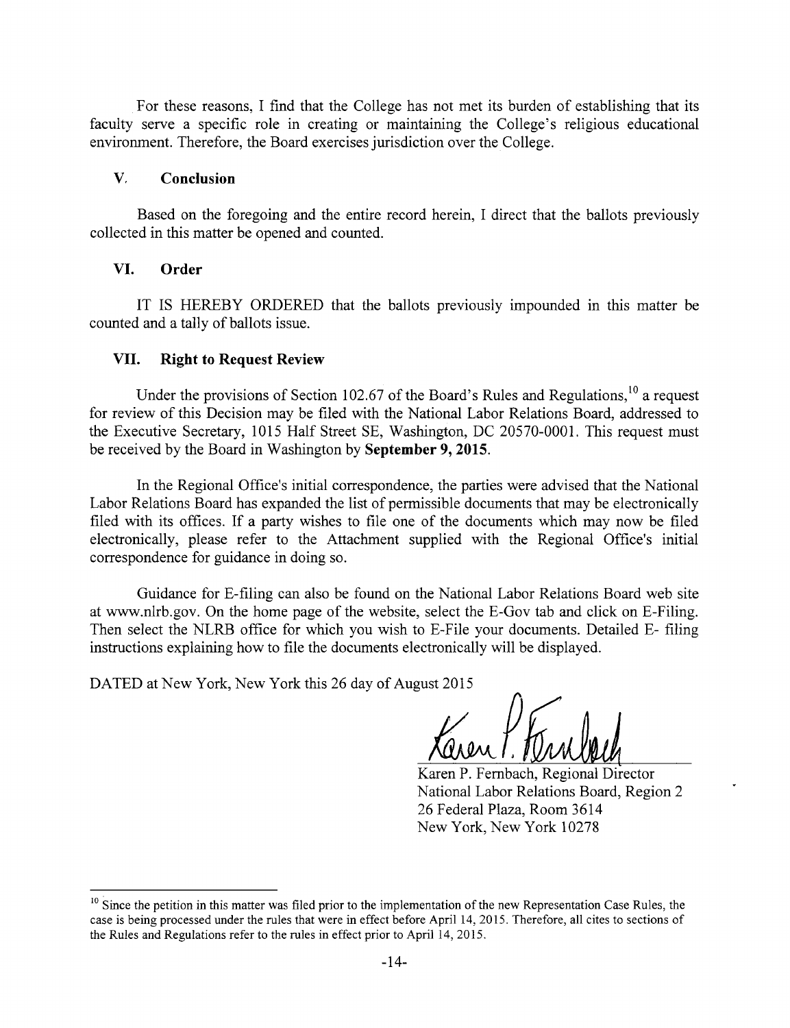For these reasons, I find that the College has not met its burden of establishing that its faculty serve a specific role in creating or maintaining the College's religious educational environment. Therefore, the Board exercises jurisdiction over the College.

## V. Conclusion

Based on the foregoing and the entire record herein, I direct that the ballots previously collected in this matter be opened and counted.

## VI. Order

IT IS HEREBY ORDERED that the ballots previously impounded in this matter be counted and a tally of ballots issue.

## VII. Right to Request Review

Under the provisions of Section 102.67 of the Board's Rules and Regulations,[10] a request for review of this Decision may be filed with the National Labor Relations Board, addressed to the Executive Secretary, 1015 Half Street SE, Washington, DC 20570-0001. This request must be received by the Board in Washington by **September 9, 2015**.

In the Regional Office's initial correspondence, the parties were advised that the National Labor Relations Board has expanded the list of permissible documents that may be electronically filed with its offices. If a party wishes to file one of the documents which may now be filed electronically, please refer to the Attachment supplied with the Regional Office's initial correspondence for guidance in doing so.

Guidance for E-filing can also be found on the National Labor Relations Board web site at www.nlrb.gov. On the home page of the website, select the E-Gov tab and click on E-Filing. Then select the NLRB office for which you wish to E-File your documents. Detailed E- filing instructions explaining how to file the documents electronically will be displayed.

DATED at New York, New York this 26 day of August 2015

Karen P. Fernbach, Regional Director
National Labor Relations Board, Region 2
26 Federal Plaza, Room 3614
New York, New York 10278

---

[10] Since the petition in this matter was filed prior to the implementation of the new Representation Case Rules, the case is being processed under the rules that were in effect before April 14, 2015. Therefore, all cites to sections of the Rules and Regulations refer to the rules in effect prior to April 14, 2015.